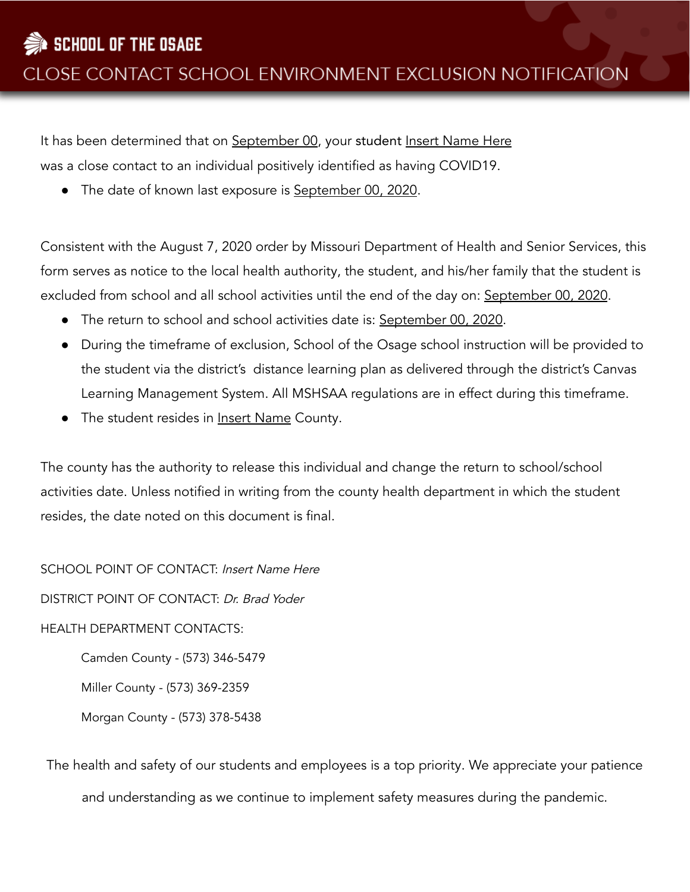# SCHOOL OF THE OSAGE

## CLOSE CONTACT SCHOOL ENVIRONMENT EXCLUSION NOTIFICATION

It has been determined that on <u>September 00</u>, your student <u>Insert Name Here</u> was a close contact to an individual positively identified as having COVID19.

- The date of known last exposure is <u>September 00, 2020</u>.

Consistent with the August 7, 2020 order by Missouri Department of Health and Senior Services, this form serves as notice to the local health authority, the student, and his/her family that the student is excluded from school and all school activities until the end of the day on: <u>September 00, 2020</u>.

- The return to school and school activities date is: <u>September 00, 2020</u>.
- During the timeframe of exclusion, School of the Osage school instruction will be provided to the student via the district's distance learning plan as delivered through the district's Canvas Learning Management System. All MSHSAA regulations are in effect during this timeframe.
- The student resides in <u>Insert Name</u> County.

The county has the authority to release this individual and change the return to school/school activities date. Unless notified in writing from the county health department in which the student resides, the date noted on this document is final.

SCHOOL POINT OF CONTACT: *Insert Name Here*

DISTRICT POINT OF CONTACT: *Dr. Brad Yoder*

HEALTH DEPARTMENT CONTACTS:

Camden County - (573) 346-5479

Miller County - (573) 369-2359

Morgan County - (573) 378-5438

The health and safety of our students and employees is a top priority. We appreciate your patience and understanding as we continue to implement safety measures during the pandemic.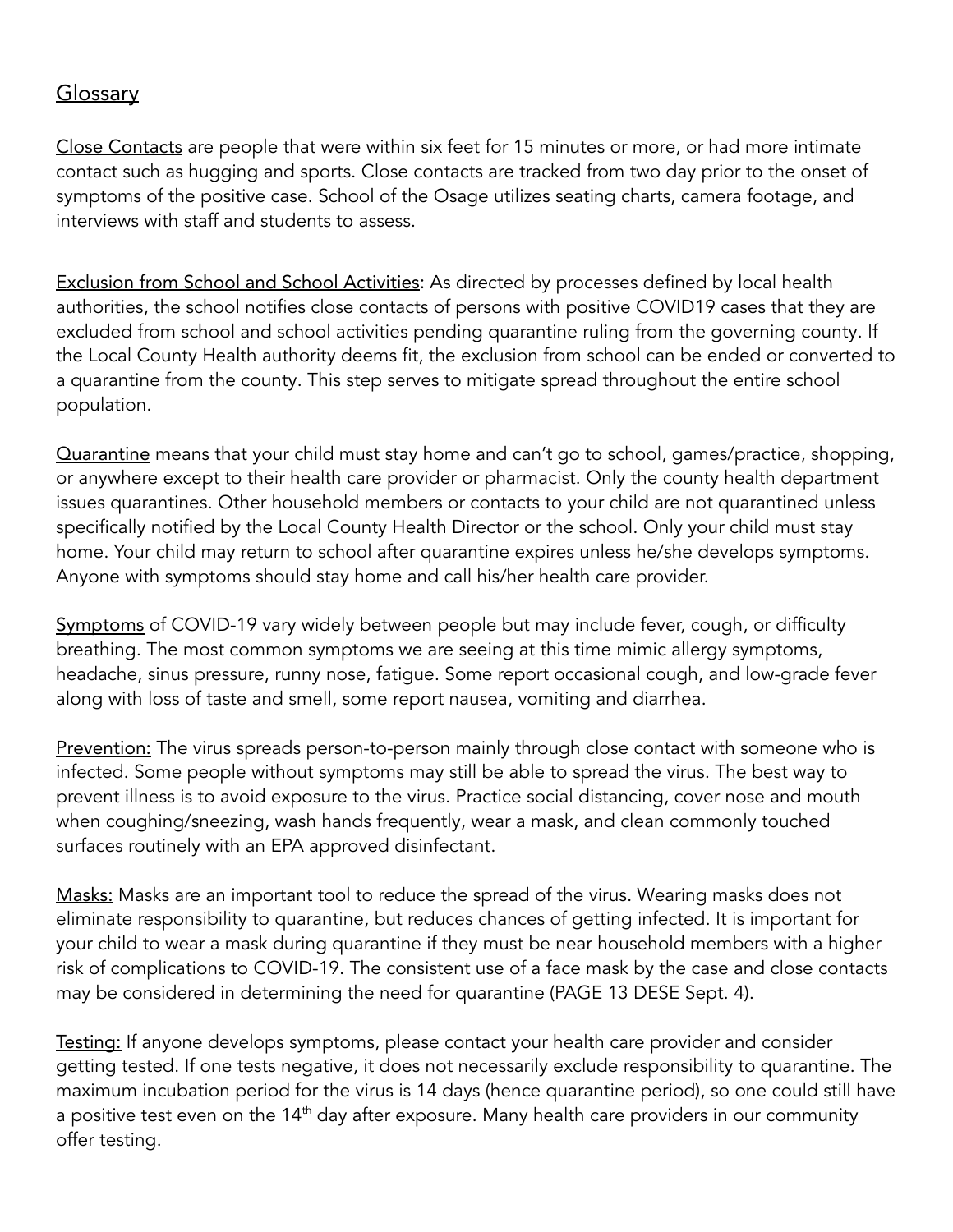## Glossary

Close Contacts are people that were within six feet for 15 minutes or more, or had more intimate contact such as hugging and sports. Close contacts are tracked from two day prior to the onset of symptoms of the positive case. School of the Osage utilizes seating charts, camera footage, and interviews with staff and students to assess.

Exclusion from School and School Activities: As directed by processes defined by local health authorities, the school notifies close contacts of persons with positive COVID19 cases that they are excluded from school and school activities pending quarantine ruling from the governing county. If the Local County Health authority deems fit, the exclusion from school can be ended or converted to a quarantine from the county. This step serves to mitigate spread throughout the entire school population.

Quarantine means that your child must stay home and can't go to school, games/practice, shopping, or anywhere except to their health care provider or pharmacist. Only the county health department issues quarantines. Other household members or contacts to your child are not quarantined unless specifically notified by the Local County Health Director or the school. Only your child must stay home. Your child may return to school after quarantine expires unless he/she develops symptoms. Anyone with symptoms should stay home and call his/her health care provider.

Symptoms of COVID-19 vary widely between people but may include fever, cough, or difficulty breathing. The most common symptoms we are seeing at this time mimic allergy symptoms, headache, sinus pressure, runny nose, fatigue. Some report occasional cough, and low-grade fever along with loss of taste and smell, some report nausea, vomiting and diarrhea.

Prevention: The virus spreads person-to-person mainly through close contact with someone who is infected. Some people without symptoms may still be able to spread the virus. The best way to prevent illness is to avoid exposure to the virus. Practice social distancing, cover nose and mouth when coughing/sneezing, wash hands frequently, wear a mask, and clean commonly touched surfaces routinely with an EPA approved disinfectant.

Masks: Masks are an important tool to reduce the spread of the virus. Wearing masks does not eliminate responsibility to quarantine, but reduces chances of getting infected. It is important for your child to wear a mask during quarantine if they must be near household members with a higher risk of complications to COVID-19. The consistent use of a face mask by the case and close contacts may be considered in determining the need for quarantine (PAGE 13 DESE Sept. 4).

Testing: If anyone develops symptoms, please contact your health care provider and consider getting tested. If one tests negative, it does not necessarily exclude responsibility to quarantine. The maximum incubation period for the virus is 14 days (hence quarantine period), so one could still have a positive test even on the 14th day after exposure. Many health care providers in our community offer testing.